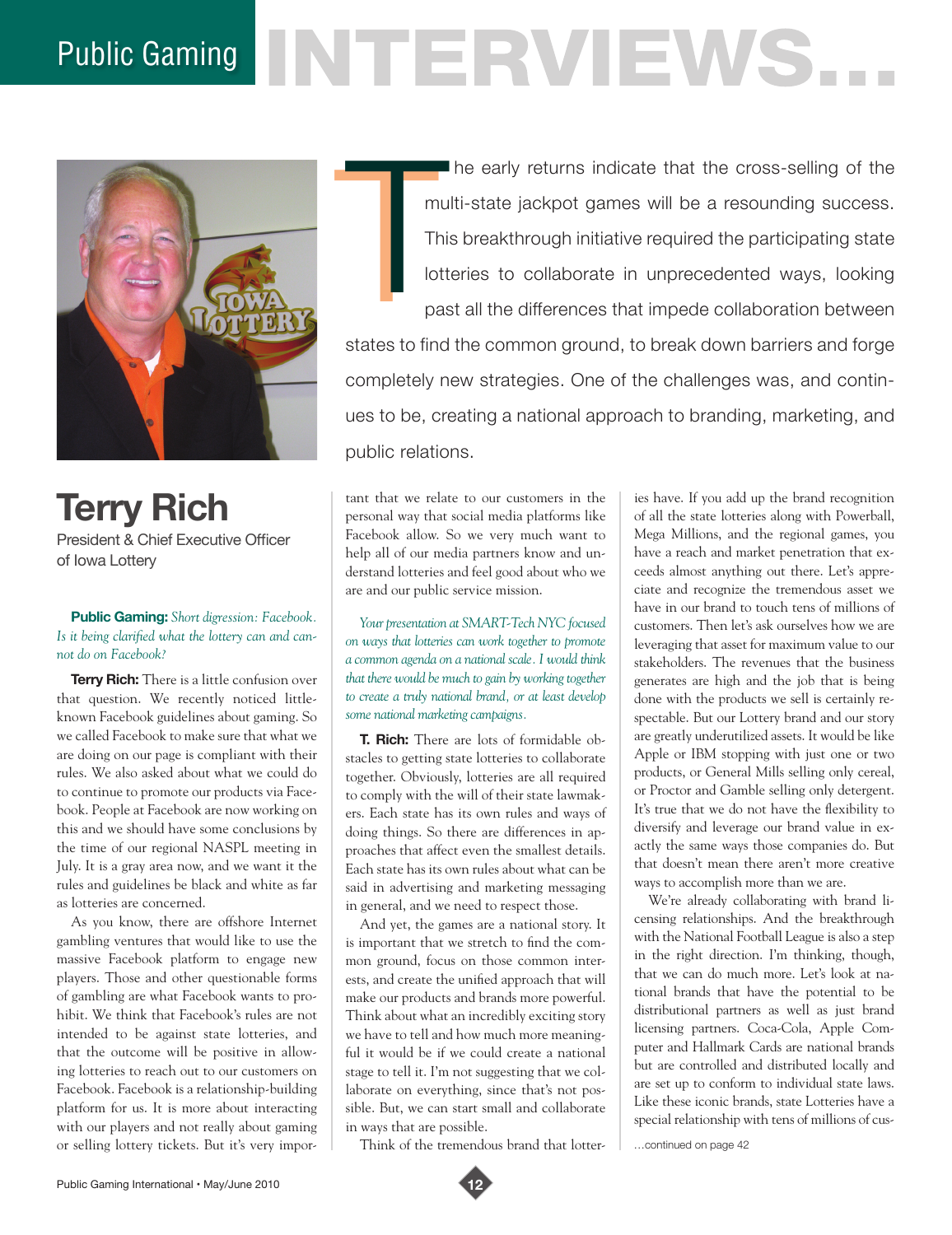# Public Gaming INTERVIEWS...

## Terry Rich

President & Chief Executive Officer of Iowa Lottery

The early returns indicate that the cross-selling of the multi-state jackpot games will be a resounding success. This breakthrough initiative required the participating state lotteries to collaborate in unprecedented ways, looking past all the differences that impede collaboration between states to find the common ground, to break down barriers and forge completely new strategies. One of the challenges was, and continues to be, creating a national approach to branding, marketing, and public relations.

**Public Gaming:** *Short digression: Facebook. Is it being clarified what the lottery can and cannot do on Facebook?*

**Terry Rich:** There is a little confusion over that question. We recently noticed little-known Facebook guidelines about gaming. So we called Facebook to make sure that what we are doing on our page is compliant with their rules. We also asked about what we could do to promote our products via Facebook. People at Facebook are now working on this and we should have some conclusions by the time of our regional NASPL meeting in July. It is a gray area now, and we want it the rules and guidelines be black and white as far as lotteries are concerned.

As you know, there are offshore Internet gambling ventures that would like to use the massive Facebook platform to engage new players. Those and other questionable forms of gambling are what Facebook wants to prohibit. We think that Facebook's rules are not intended to be against state lotteries, and that the outcome will be positive in allowing lotteries to reach out to our customers on Facebook. Facebook is a relationship-building platform for us. It is more about interacting with our players and not really about gaming or selling lottery tickets. But it's very important that we relate to our customers in the personal way that social media platforms like Facebook allow. So we very much want to help all of our media partners know and understand lotteries and feel good about who we are and our public service mission.

*Your presentation at SMART-Tech NYC focused on ways that lotteries can work together to promote a common agenda on a national scale. I would think that there would be much to gain by working together to create a truly national brand, or at least develop some national marketing campaigns.*

**T. Rich:** There are lots of formidable obstacles to getting state lotteries to collaborate together. Obviously, lotteries are all required to comply with the will of their state lawmakers. Each state has its own rules and ways of doing things. So there are differences in approaches that affect even the smallest details. Each state has its own rules about what can be said in advertising and marketing messaging in general, and we need to respect those.

And yet, the games are a national story. It is important that we stretch to find the common ground, focus on those common interests, and create the unified approach that will make our products and brands more powerful. Think about what an incredibly exciting story we have to tell and how much more meaningful it would be if we could create a national stage to tell it. I'm not suggesting that we collaborate on everything, since that's not possible. But, we can start small and collaborate in ways that are possible.

Think of the tremendous brand that lotteries have. If you add up the brand recognition of all the state lotteries along with Powerball, Mega Millions, and the regional games, you have a reach and market penetration that exceeds almost anything out there. Let's appreciate and recognize the tremendous asset we have in our brand to touch tens of millions of customers. Then let's ask ourselves how we are leveraging that asset for maximum value to our stakeholders. The revenues that the business generates are high and the job that is being done with the products we sell is certainly respectable. But our Lottery brand and our story are greatly underutilized assets. It would be like Apple or IBM stopping with just one or two products, or General Mills selling only cereal, or Proctor and Gamble selling only detergent. It's true that we do not have the flexibility to diversify and leverage our brand value in exactly the same ways those companies do. But that doesn't mean there aren't more creative ways to accomplish more than we are.

We're already collaborating with brand licensing relationships. And the breakthrough with the National Football League is also a step in the right direction. I'm thinking, though, that we can do much more. Let's look at national brands that have the potential to be distributional partners as well as just brand licensing partners. Coca-Cola, Apple Computer and Hallmark Cards are national brands but are controlled and distributed locally and are set up to conform to individual state laws. Like these iconic brands, state Lotteries have a special relationship with tens of millions of cus-

...continued on page 42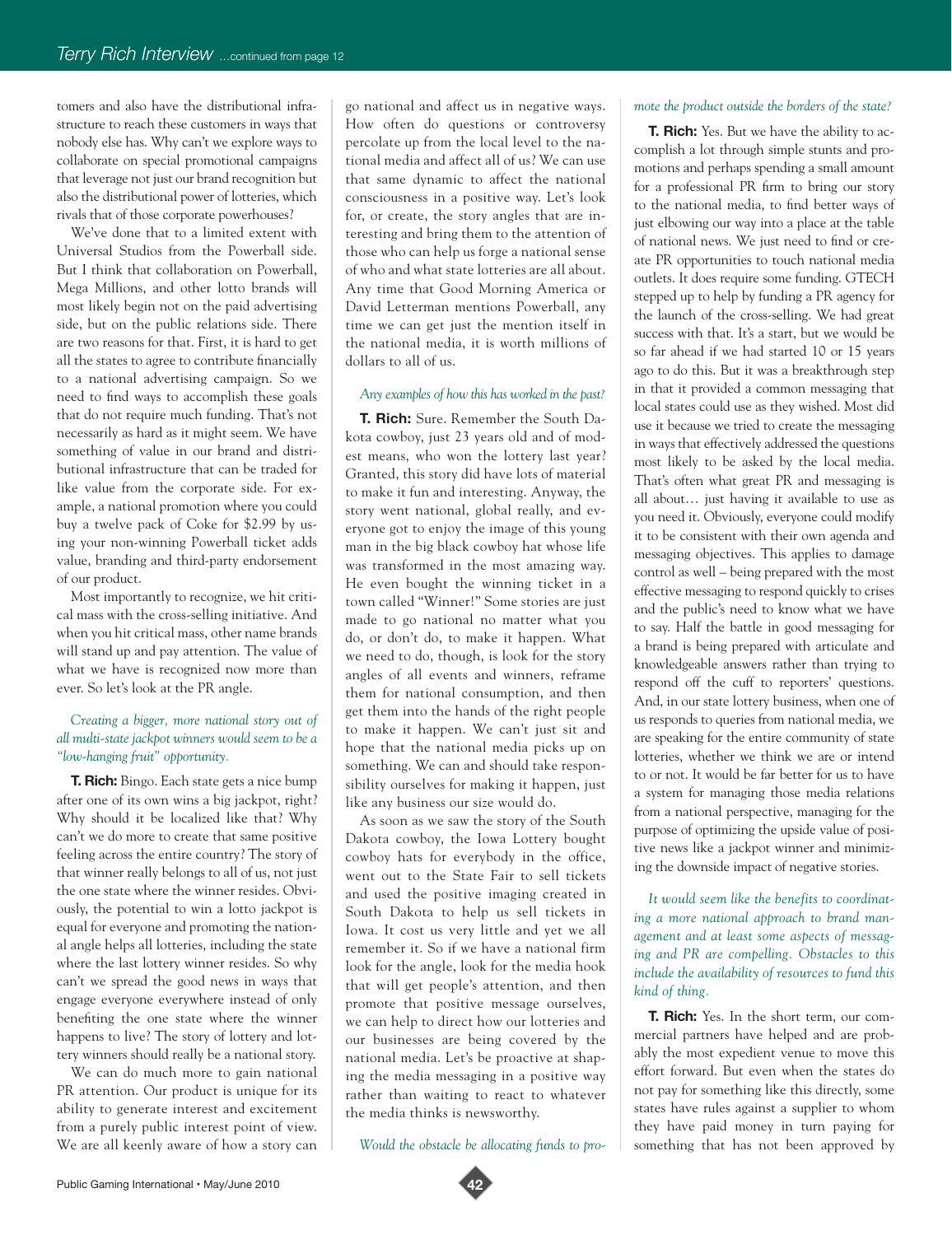tomers and also have the distributional infrastructure to reach these customers in ways that nobody else has. Why can't we explore ways to collaborate on special promotional campaigns that leverage not just our brand recognition but also the distributional power of lotteries, which rivals that of those corporate powerhouses?

We've done that to a limited extent with Universal Studios from the Powerball side. But I think that collaboration on Powerball, Mega Millions, and other lotto brands will most likely begin not on the paid advertising side, but on the public relations side. There are two reasons for that. First, it is hard to get all the states to agree to contribute financially to a national advertising campaign. So we need to find ways to accomplish these goals that do not require much funding. That's not necessarily as hard as it might seem. We have something of value in our brand and distributional infrastructure that can be traded for like value from the corporate side. For example, a national promotion where you could buy a twelve pack of Coke for $2.99 by using your non-winning Powerball ticket adds value, branding and third-party endorsement of our product.

Most importantly to recognize, we hit critical mass with the cross-selling initiative. And when you hit critical mass, other name brands will stand up and pay attention. The value of what we have is recognized now more than ever. So let's look at the PR angle.

*Creating a bigger, more national story out of all multi-state jackpot winners would seem to be a "low-hanging fruit" opportunity.*

**T. Rich:** Bingo. Each state gets a nice bump after one of its own wins a big jackpot, right? Why should it be localized like that? Why can't we do more to create that same positive feeling across the entire country? The story of that winner really belongs to all of us, not just the one state where the winner resides. Obviously, the potential to win a lotto jackpot is equal for everyone and promoting the national angle helps all lotteries, including the state where the last lottery winner resides. So why can't we spread the good news in ways that engage everyone everywhere instead of only benefiting the one state where the winner happens to live? The story of lottery and lottery winners should really be a national story.

We can do much more to gain national PR attention. Our product is unique for its ability to generate interest and excitement from a purely public interest point of view. We are all keenly aware of how a story can go national and affect us in negative ways. How often do questions or controversy percolate up from the local level to the national media and affect all of us? We can use that same dynamic to affect the national consciousness in a positive way. Let's look for, or create, the story angles that are interesting and bring them to the attention of those who can help us forge a national sense of who and what state lotteries are all about. Any time that Good Morning America or David Letterman mentions Powerball, any time we can get just the mention itself in the national media, it is worth millions of dollars to all of us.

*Any examples of how this has worked in the past?*

**T. Rich:** Sure. Remember the South Dakota cowboy, just 23 years old and of modest means, who won the lottery last year? Granted, this story did have lots of material to make it fun and interesting. Anyway, the story went national, global really, and everyone got to enjoy the image of this young man in the big black cowboy hat whose life was transformed in the most amazing way. He even bought the winning ticket in a town called "Winner!" Some stories are just made to go national no matter what you do, or don't do, to make it happen. What we need to do, though, is look for the story angles of all events and winners, reframe them for national consumption, and then get them into the hands of the right people to make it happen. We can't just sit and hope that the national media picks up on something. We can and should take responsibility ourselves for making it happen, just like any business our size would do.

As soon as we saw the story of the South Dakota cowboy, the Iowa Lottery bought cowboy hats for everybody in the office, went out to the State Fair to sell tickets and used the positive imaging created in South Dakota to help us sell tickets in Iowa. It cost us very little and yet we all remember it. So if we have a national firm look for the angle, look for the media hook that will get people's attention, and then promote that positive message ourselves, we can help to direct how our lotteries and our businesses are being covered by the national media. Let's be proactive at shaping the media messaging in a positive way rather than waiting to react to whatever the media thinks is newsworthy.

*Would the obstacle be allocating funds to promote the product outside the borders of the state?*

**T. Rich:** Yes. But we have the ability to accomplish a lot through simple stunts and promotions and perhaps spending a small amount for a professional PR firm to bring our story to the national media, to find better ways of just elbowing our way into a place at the table of national news. We just need to find or create PR opportunities to touch national media outlets. It does require some funding. GTECH stepped up to help by funding a PR agency for the launch of the cross-selling. We had great success with that. It's a start, but we would be so far ahead if we had started 10 or 15 years ago to do this. But it was a breakthrough step in that it provided a common messaging that local states could use as they wished. Most did use it because we tried to create the messaging in ways that effectively addressed the questions most likely to be asked by the local media. That's often what great PR and messaging is all about… just having it available to use as you need it. Obviously, everyone could modify it to be consistent with their own agenda and messaging objectives. This applies to damage control as well – being prepared with the most effective messaging to respond quickly to crises and the public's need to know what we have to say. Half the battle in good messaging for a brand is being prepared with articulate and knowledgeable answers rather than trying to respond off the cuff to reporters' questions. And, in our state lottery business, when one of us responds to queries from national media, we are speaking for the entire community of state lotteries, whether we think we are or intend to or not. It would be far better for us to have a system for managing those media relations from a national perspective, managing for the purpose of optimizing the upside value of positive news like a jackpot winner and minimizing the downside impact of negative stories.

*It would seem like the benefits to coordinating a more national approach to brand management and at least some aspects of messaging and PR are compelling. Obstacles to this include the availability of resources to fund this kind of thing.*

**T. Rich:** Yes. In the short term, our commercial partners have helped and are probably the most expedient venue to move this effort forward. But even when the states do not pay for something like this directly, some states have rules against a supplier to whom they have paid money in turn paying for something that has not been approved by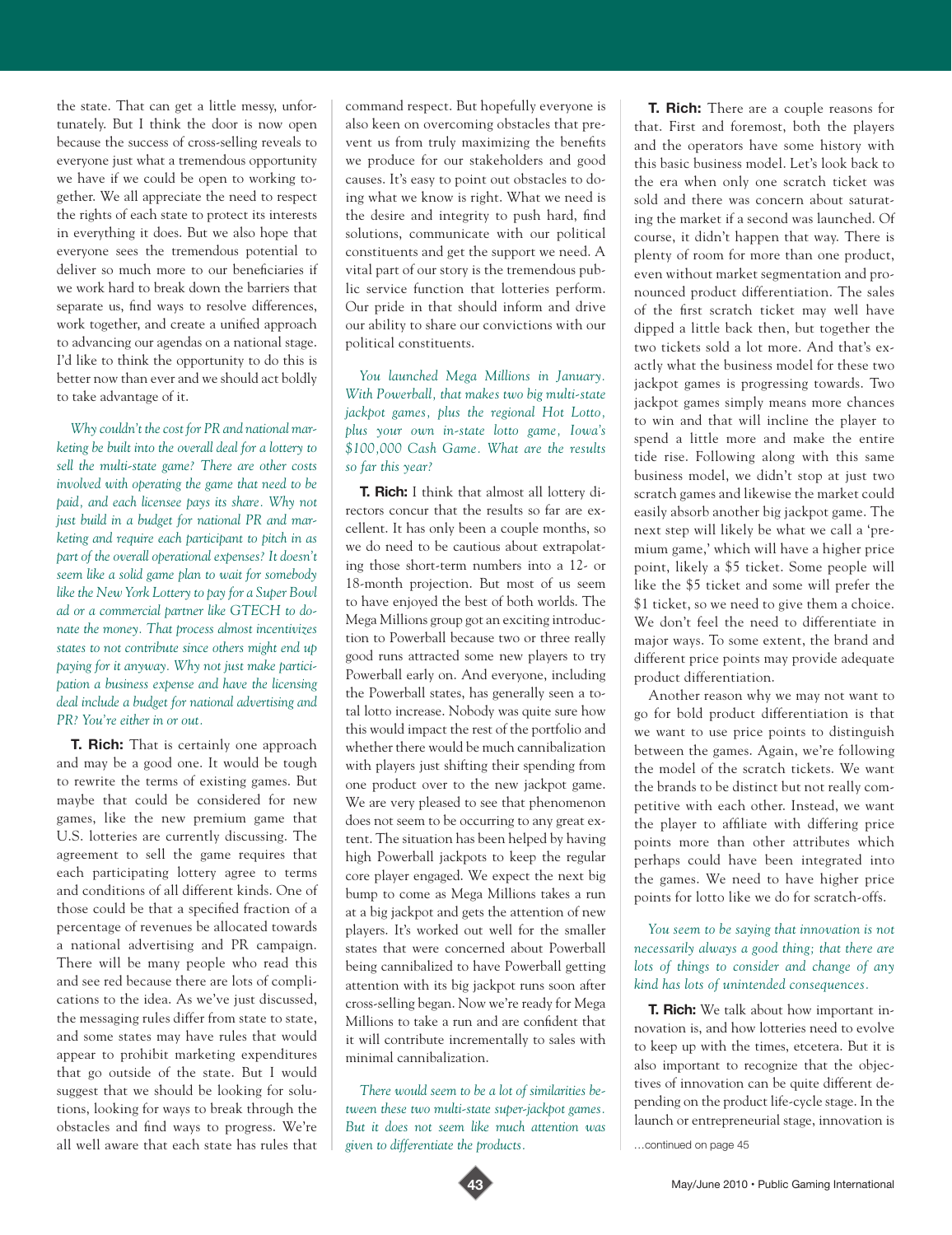the state. That can get a little messy, unfortunately. But I think the door is now open because the success of cross-selling reveals to everyone just what a tremendous opportunity we have if we could be open to working together. We all appreciate the need to respect the rights of each state to protect its interests in everything it does. But we also hope that everyone sees the tremendous potential to deliver so much more to our beneficiaries if we work hard to break down the barriers that separate us, find ways to resolve differences, work together, and create a unified approach to advancing our agendas on a national stage. I'd like to think the opportunity to do this is better now than ever and we should act boldly to take advantage of it.

*Why couldn't the cost for PR and national marketing be built into the overall deal for a lottery to sell the multi-state game? There are other costs involved with operating the game that need to be paid, and each licensee pays its share. Why not just build in a budget for national PR and marketing and require each participant to pitch in as part of the overall operational expenses? It doesn't seem like a solid game plan to wait for somebody like the New York Lottery to pay for a Super Bowl ad or a commercial partner like GTECH to donate the money. That process almost incentivizes states to not contribute since others might end up paying for it anyway. Why not just make participation a business expense and have the licensing deal include a budget for national advertising and PR? You're either in or out.*

**T. Rich:** That is certainly one approach and may be a good one. It would be tough to rewrite the terms of existing games. But maybe that could be considered for new games, like the new premium game that U.S. lotteries are currently discussing. The agreement to sell the game requires that each participating lottery agree to terms and conditions of all different kinds. One of those could be that a specified fraction of a percentage of revenues be allocated towards a national advertising and PR campaign. There will be many people who read this and see red because there are lots of complications to the idea. As we've just discussed, the messaging rules differ from state to state, and some states may have rules that would appear to prohibit marketing expenditures that go outside of the state. But I would suggest that we should be looking for solutions, looking for ways to break through the obstacles and find ways to progress. We're all well aware that each state has rules that command respect. But hopefully everyone is also keen on overcoming obstacles that prevent us from truly maximizing the benefits we produce for our stakeholders and good causes. It's easy to point out obstacles to doing what we know is right. What we need is the desire and integrity to push hard, find solutions, communicate with our political constituents and get the support we need. A vital part of our story is the tremendous public service function that lotteries perform. Our pride in that should inform and drive our ability to share our convictions with our political constituents.

*You launched Mega Millions in January. With Powerball, that makes two big multi-state jackpot games, plus the regional Hot Lotto, plus your own in-state lotto game, Iowa's $100,000 Cash Game. What are the results so far this year?*

**T. Rich:** I think that almost all lottery directors concur that the results so far are excellent. It has only been a couple months, so we do need to be cautious about extrapolating those short-term numbers into a 12- or 18-month projection. But most of us seem to have enjoyed the best of both worlds. The Mega Millions group got an exciting introduction to Powerball because two or three really good runs attracted some new players to try Powerball early on. And everyone, including the Powerball states, has generally seen a total lotto increase. Nobody was quite sure how this would impact the rest of the portfolio and whether there would be much cannibalization with players just shifting their spending from one product over to the new jackpot game. We are very pleased to see that phenomenon does not seem to be occurring to any great extent. The situation has been helped by having high Powerball jackpots to keep the regular core player engaged. We expect the next big bump to come as Mega Millions takes a run at a big jackpot and gets the attention of new players. It's worked out well for the smaller states that were concerned about Powerball being cannibalized to have Powerball getting attention with its big jackpot runs soon after cross-selling began. Now we're ready for Mega Millions to take a run and are confident that it will contribute incrementally to sales with minimal cannibalization.

*There would seem to be a lot of similarities between these two multi-state super-jackpot games. But it does not seem like much attention was given to differentiate the products.*

**T. Rich:** There are a couple reasons for that. First and foremost, both the players and the operators have some history with this basic business model. Let's look back to the era when only one scratch ticket was sold and there was concern about saturating the market if a second was launched. Of course, it didn't happen that way. There is plenty of room for more than one product, even without market segmentation and pronounced product differentiation. The sales of the first scratch ticket may well have dipped a little back then, but together the two tickets sold a lot more. And that's exactly what the business model for these two jackpot games is progressing towards. Two jackpot games simply means more chances to win and that will incline the player to spend a little more and make the entire tide rise. Following along with this same business model, we didn't stop at just two scratch games and likewise the market could easily absorb another big jackpot game. The next step will likely be what we call a 'premium game,' which will have a higher price point, likely a $5 ticket. Some people will like the $5 ticket and some will prefer the $1 ticket, so we need to give them a choice. We don't feel the need to differentiate in major ways. To some extent, the brand and different price points may provide adequate product differentiation.

Another reason why we may not want to go for bold product differentiation is that we want to use price points to distinguish between the games. Again, we're following the model of the scratch tickets. We want the brands to be distinct but not really competitive with each other. Instead, we want the player to affiliate with differing price points more than other attributes which perhaps could have been integrated into the games. We need to have higher price points for lotto like we do for scratch-offs.

*You seem to be saying that innovation is not necessarily always a good thing; that there are lots of things to consider and change of any kind has lots of unintended consequences.*

**T. Rich:** We talk about how important innovation is, and how lotteries need to evolve to keep up with the times, etcetera. But it is also important to recognize that the objectives of innovation can be quite different depending on the product life-cycle stage. In the launch or entrepreneurial stage, innovation is

…continued on page 45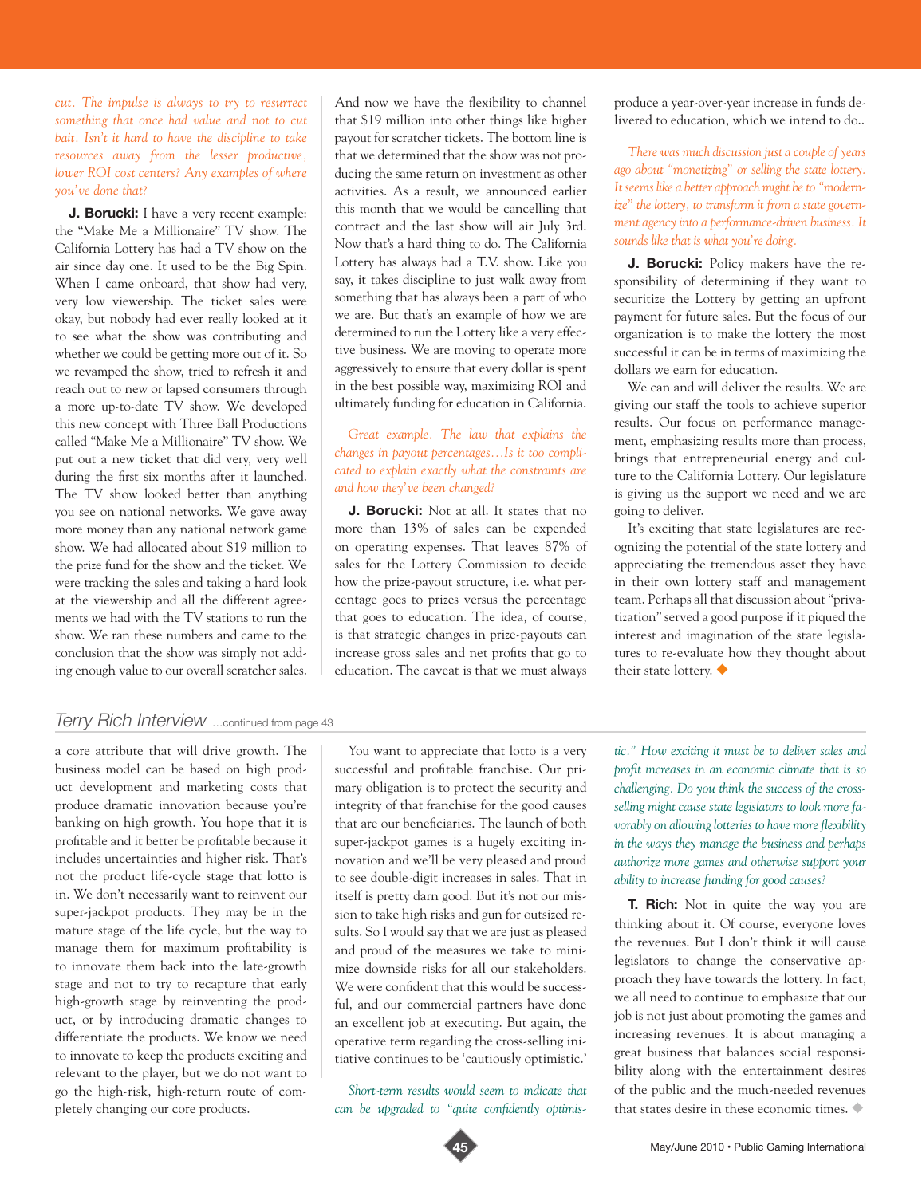*cut. The impulse is always to try to resurrect something that once had value and not to cut bait. Isn't it hard to have the discipline to take resources away from the lesser productive, lower ROI cost centers? Any examples of where you've done that?*

**J. Borucki:** I have a very recent example: the "Make Me a Millionaire" TV show. The California Lottery has had a TV show on the air since day one. It used to be the Big Spin. When I came onboard, that show had very, very low viewership. The ticket sales were okay, but nobody had ever really looked at it to see what the show was contributing and whether we could be getting more out of it. So we revamped the show, tried to refresh it and reach out to new or lapsed consumers through a more up-to-date TV show. We developed this new concept with Three Ball Productions called "Make Me a Millionaire" TV show. We put out a new ticket that did very, very well during the first six months after it launched. The TV show looked better than anything you see on national networks. We gave away more money than any national network game show. We had allocated about $19 million to the prize fund for the show and the ticket. We were tracking the sales and taking a hard look at the viewership and all the different agreements we had with the TV stations to run the show. We ran these numbers and came to the conclusion that the show was simply not adding enough value to our overall scratcher sales. And now we have the flexibility to channel that $19 million into other things like higher payout for scratcher tickets. The bottom line is that we determined that the show was not producing the same return on investment as other activities. As a result, we announced earlier this month that we would be cancelling that contract and the last show will air July 3rd. Now that's a hard thing to do. The California Lottery has always had a T.V. show. Like you say, it takes discipline to just walk away from something that has always been a part of who we are. But that's an example of how we are determined to run the Lottery like a very effective business. We are moving to operate more aggressively to ensure that every dollar is spent in the best possible way, maximizing ROI and ultimately funding for education in California.

*Great example. The law that explains the changes in payout percentages…Is it too complicated to explain exactly what the constraints are and how they've been changed?*

**J. Borucki:** Not at all. It states that no more than 13% of sales can be expended on operating expenses. That leaves 87% of sales for the Lottery Commission to decide how the prize-payout structure, i.e. what percentage goes to prizes versus the percentage that goes to education. The idea, of course, is that strategic changes in prize-payouts can increase gross sales and net profits that go to education. The caveat is that we must always produce a year-over-year increase in funds delivered to education, which we intend to do..

*There was much discussion just a couple of years ago about "monetizing" or selling the state lottery. It seems like a better approach might be to "modernize" the lottery, to transform it from a state government agency into a performance-driven business. It sounds like that is what you're doing.*

**J. Borucki:** Policy makers have the responsibility of determining if they want to securitize the Lottery by getting an upfront payment for future sales. But the focus of our organization is to make the lottery the most successful it can be in terms of maximizing the dollars we earn for education.

We can and will deliver the results. We are giving our staff the tools to achieve superior results. Our focus on performance management, emphasizing results more than process, brings that entrepreneurial energy and culture to the California Lottery. Our legislature is giving us the support we need and we are going to deliver.

It's exciting that state legislatures are recognizing the potential of the state lottery and appreciating the tremendous asset they have in their own lottery staff and management team. Perhaps all that discussion about "privatization" served a good purpose if it piqued the interest and imagination of the state legislatures to re-evaluate how they thought about their state lottery. ◆

## Terry Rich Interview …continued from page 43

a core attribute that will drive growth. The business model can be based on high product development and marketing costs that produce dramatic innovation because you're banking on high growth. You hope that it is profitable and it better be profitable because it includes uncertainties and higher risk. That's not the product life-cycle stage that lotto is in. We don't necessarily want to reinvent our super-jackpot products. They may be in the mature stage of the life cycle, but the way to manage them for maximum profitability is to innovate them back into the late-growth stage and not to try to recapture that early high-growth stage by reinventing the product, or by introducing dramatic changes to differentiate the products. We know we need to innovate to keep the products exciting and relevant to the player, but we do not want to go the high-risk, high-return route of completely changing our core products.

You want to appreciate that lotto is a very successful and profitable franchise. Our primary obligation is to protect the security and integrity of that franchise for the good causes that are our beneficiaries. The launch of both super-jackpot games is a hugely exciting innovation and we'll be very pleased and proud to see double-digit increases in sales. That in itself is pretty darn good. But it's not our mission to take high risks and gun for outsized results. So I would say that we are just as pleased and proud of the measures we take to minimize downside risks for all our stakeholders. We were confident that this would be successful, and our commercial partners have done an excellent job at executing. But again, the operative term regarding the cross-selling initiative continues to be 'cautiously optimistic.'

*Short-term results would seem to indicate that can be upgraded to "quite confidently optimistic." How exciting it must be to deliver sales and profit increases in an economic climate that is so challenging. Do you think the success of the cross-selling might cause state legislators to look more favorably on allowing lotteries to have more flexibility in the ways they manage the business and perhaps authorize more games and otherwise support your ability to increase funding for good causes?*

**T. Rich:** Not in quite the way you are thinking about it. Of course, everyone loves the revenues. But I don't think it will cause legislators to change the conservative approach they have towards the lottery. In fact, we all need to continue to emphasize that our job is not just about promoting the games and increasing revenues. It is about managing a great business that balances social responsibility along with the entertainment desires of the public and the much-needed revenues that states desire in these economic times. ◆